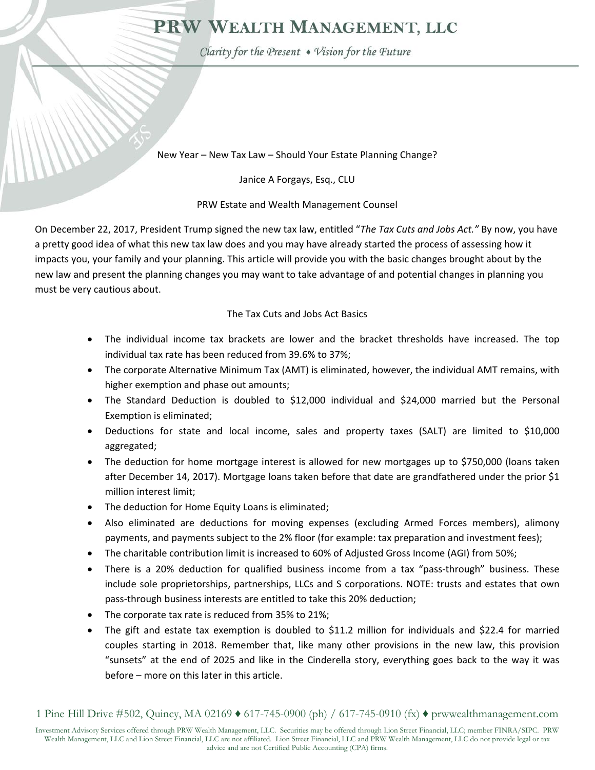# PRW Wealth Management, LLC

*Clarity for the Present ♦ Vision for the Future*

## New Year – New Tax Law – Should Your Estate Planning Change?

Janice A Forgays, Esq., CLU

PRW Estate and Wealth Management Counsel

On December 22, 2017, President Trump signed the new tax law, entitled "*The Tax Cuts and Jobs Act.*" By now, you have a pretty good idea of what this new tax law does and you may have already started the process of assessing how it impacts you, your family and your planning. This article will provide you with the basic changes brought about by the new law and present the planning changes you may want to take advantage of and potential changes in planning you must be very cautious about.

### The Tax Cuts and Jobs Act Basics

- The individual income tax brackets are lower and the bracket thresholds have increased. The top individual tax rate has been reduced from 39.6% to 37%;
- The corporate Alternative Minimum Tax (AMT) is eliminated, however, the individual AMT remains, with higher exemption and phase out amounts;
- The Standard Deduction is doubled to $12,000 individual and $24,000 married but the Personal Exemption is eliminated;
- Deductions for state and local income, sales and property taxes (SALT) are limited to $10,000 aggregated;
- The deduction for home mortgage interest is allowed for new mortgages up to $750,000 (loans taken after December 14, 2017). Mortgage loans taken before that date are grandfathered under the prior $1 million interest limit;
- The deduction for Home Equity Loans is eliminated;
- Also eliminated are deductions for moving expenses (excluding Armed Forces members), alimony payments, and payments subject to the 2% floor (for example: tax preparation and investment fees);
- The charitable contribution limit is increased to 60% of Adjusted Gross Income (AGI) from 50%;
- There is a 20% deduction for qualified business income from a tax "pass-through" business. These include sole proprietorships, partnerships, LLCs and S corporations. NOTE: trusts and estates that own pass-through business interests are entitled to take this 20% deduction;
- The corporate tax rate is reduced from 35% to 21%;
- The gift and estate tax exemption is doubled to $11.2 million for individuals and $22.4 for married couples starting in 2018. Remember that, like many other provisions in the new law, this provision "sunsets" at the end of 2025 and like in the Cinderella story, everything goes back to the way it was before – more on this later in this article.

1 Pine Hill Drive #502, Quincy, MA 02169 ♦ 617-745-0900 (ph) / 617-745-0910 (fx) ♦ prwwealthmanagement.com

Investment Advisory Services offered through PRW Wealth Management, LLC. Securities may be offered through Lion Street Financial, LLC; member FINRA/SIPC. PRW Wealth Management, LLC and Lion Street Financial, LLC are not affiliated. Lion Street Financial, LLC and PRW Wealth Management, LLC do not provide legal or tax advice and are not Certified Public Accounting (CPA) firms.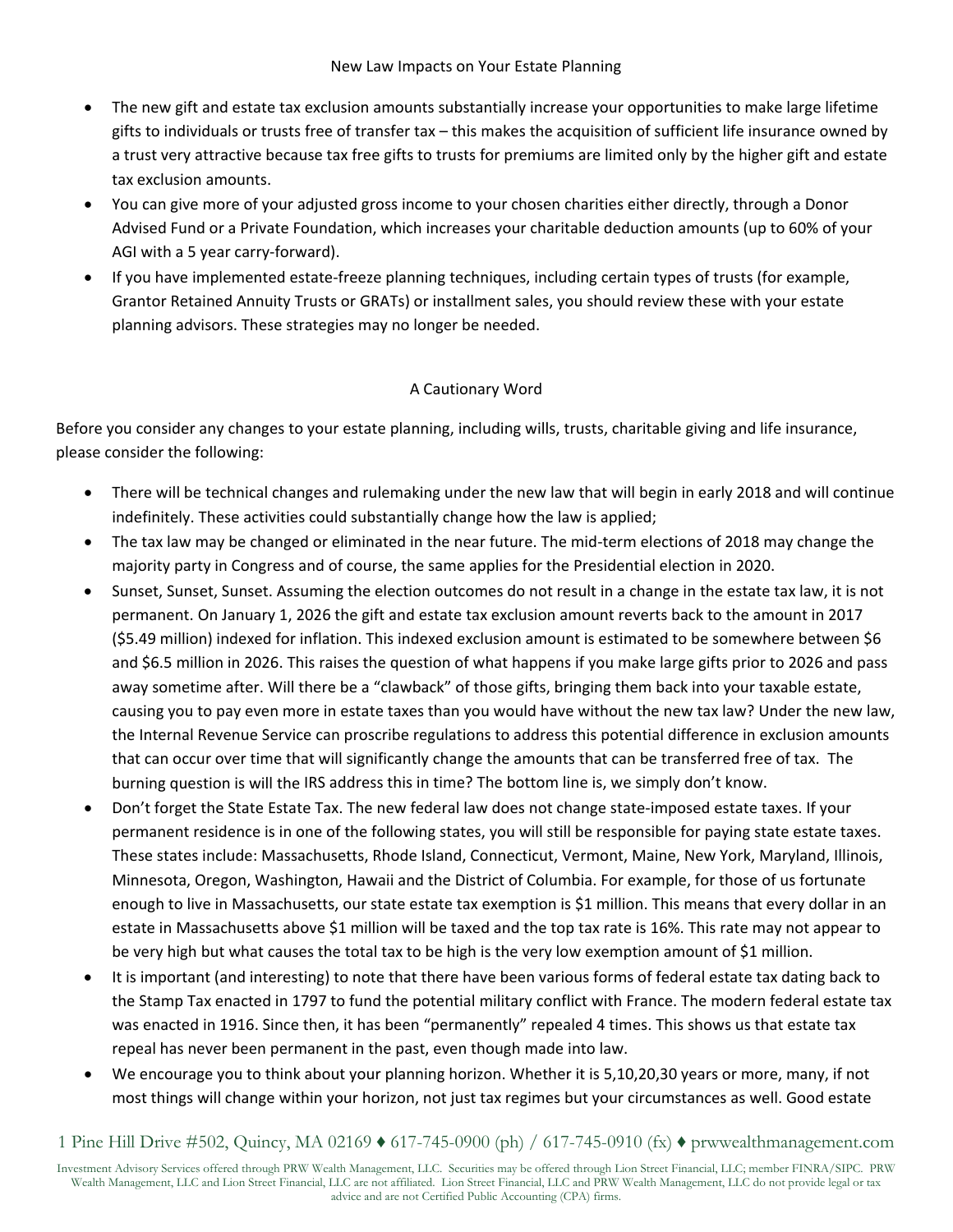## New Law Impacts on Your Estate Planning

- The new gift and estate tax exclusion amounts substantially increase your opportunities to make large lifetime gifts to individuals or trusts free of transfer tax – this makes the acquisition of sufficient life insurance owned by a trust very attractive because tax free gifts to trusts for premiums are limited only by the higher gift and estate tax exclusion amounts.
- You can give more of your adjusted gross income to your chosen charities either directly, through a Donor Advised Fund or a Private Foundation, which increases your charitable deduction amounts (up to 60% of your AGI with a 5 year carry-forward).
- If you have implemented estate-freeze planning techniques, including certain types of trusts (for example, Grantor Retained Annuity Trusts or GRATs) or installment sales, you should review these with your estate planning advisors. These strategies may no longer be needed.

## A Cautionary Word

Before you consider any changes to your estate planning, including wills, trusts, charitable giving and life insurance, please consider the following:

- There will be technical changes and rulemaking under the new law that will begin in early 2018 and will continue indefinitely. These activities could substantially change how the law is applied;
- The tax law may be changed or eliminated in the near future. The mid-term elections of 2018 may change the majority party in Congress and of course, the same applies for the Presidential election in 2020.
- Sunset, Sunset, Sunset. Assuming the election outcomes do not result in a change in the estate tax law, it is not permanent. On January 1, 2026 the gift and estate tax exclusion amount reverts back to the amount in 2017 ($5.49 million) indexed for inflation. This indexed exclusion amount is estimated to be somewhere between $6 and $6.5 million in 2026. This raises the question of what happens if you make large gifts prior to 2026 and pass away sometime after. Will there be a "clawback" of those gifts, bringing them back into your taxable estate, causing you to pay even more in estate taxes than you would have without the new tax law? Under the new law, the Internal Revenue Service can proscribe regulations to address this potential difference in exclusion amounts that can occur over time that will significantly change the amounts that can be transferred free of tax. The burning question is will the IRS address this in time? The bottom line is, we simply don't know.
- Don't forget the State Estate Tax. The new federal law does not change state-imposed estate taxes. If your permanent residence is in one of the following states, you will still be responsible for paying state estate taxes. These states include: Massachusetts, Rhode Island, Connecticut, Vermont, Maine, New York, Maryland, Illinois, Minnesota, Oregon, Washington, Hawaii and the District of Columbia. For example, for those of us fortunate enough to live in Massachusetts, our state estate tax exemption is $1 million. This means that every dollar in an estate in Massachusetts above $1 million will be taxed and the top tax rate is 16%. This rate may not appear to be very high but what causes the total tax to be high is the very low exemption amount of $1 million.
- It is important (and interesting) to note that there have been various forms of federal estate tax dating back to the Stamp Tax enacted in 1797 to fund the potential military conflict with France. The modern federal estate tax was enacted in 1916. Since then, it has been "permanently" repealed 4 times. This shows us that estate tax repeal has never been permanent in the past, even though made into law.
- We encourage you to think about your planning horizon. Whether it is 5,10,20,30 years or more, many, if not most things will change within your horizon, not just tax regimes but your circumstances as well. Good estate

1 Pine Hill Drive #502, Quincy, MA 02169 ♦ 617-745-0900 (ph) / 617-745-0910 (fx) ♦ prwwealthmanagement.com

Investment Advisory Services offered through PRW Wealth Management, LLC. Securities may be offered through Lion Street Financial, LLC; member FINRA/SIPC. PRW Wealth Management, LLC and Lion Street Financial, LLC are not affiliated. Lion Street Financial, LLC and PRW Wealth Management, LLC do not provide legal or tax advice and are not Certified Public Accounting (CPA) firms.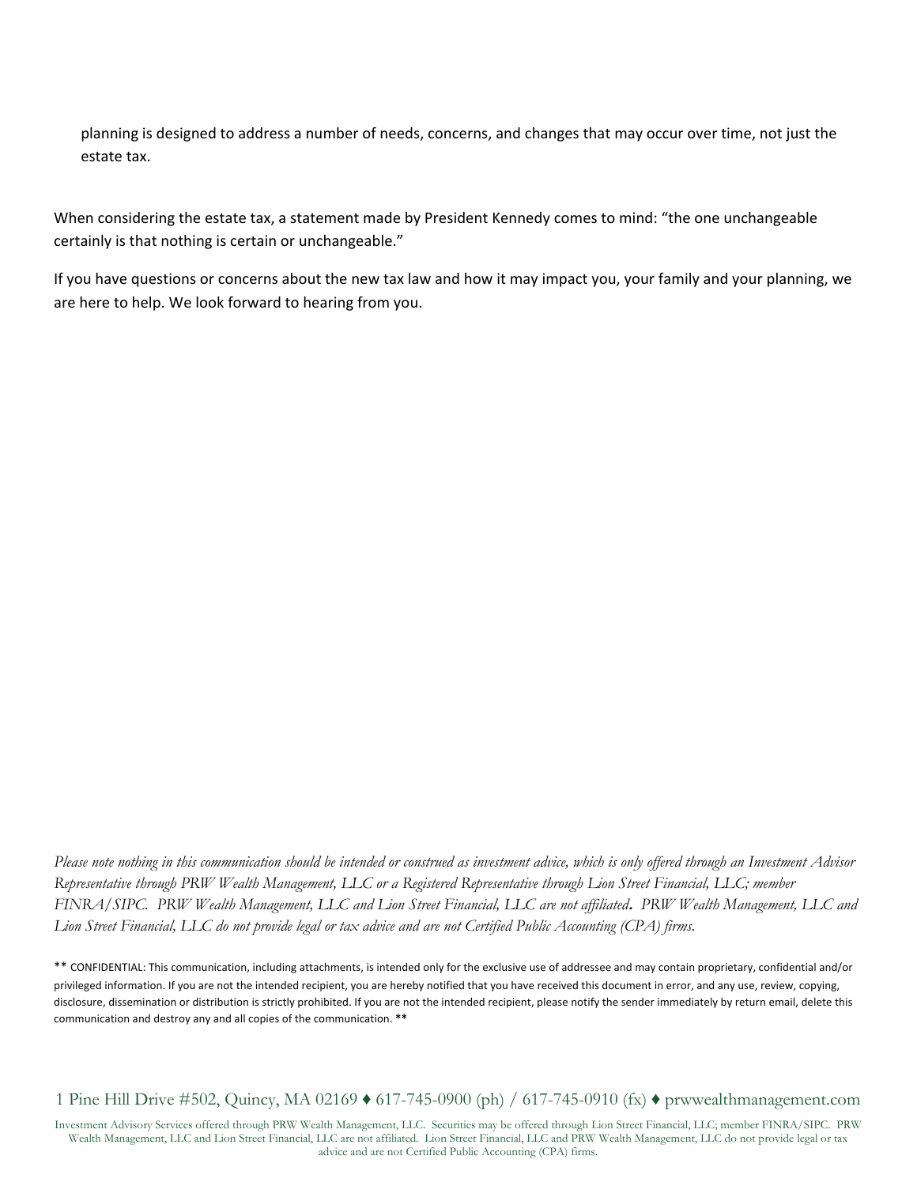planning is designed to address a number of needs, concerns, and changes that may occur over time, not just the estate tax.

When considering the estate tax, a statement made by President Kennedy comes to mind: "the one unchangeable certainly is that nothing is certain or unchangeable."

If you have questions or concerns about the new tax law and how it may impact you, your family and your planning, we are here to help. We look forward to hearing from you.

*Please note nothing in this communication should be intended or construed as investment advice, which is only offered through an Investment Advisor Representative through PRW Wealth Management, LLC or a Registered Representative through Lion Street Financial, LLC; member FINRA/SIPC. PRW Wealth Management, LLC and Lion Street Financial, LLC are not affiliated. PRW Wealth Management, LLC and Lion Street Financial, LLC do not provide legal or tax advice and are not Certified Public Accounting (CPA) firms.*

** CONFIDENTIAL: This communication, including attachments, is intended only for the exclusive use of addressee and may contain proprietary, confidential and/or privileged information. If you are not the intended recipient, you are hereby notified that you have received this document in error, and any use, review, copying, disclosure, dissemination or distribution is strictly prohibited. If you are not the intended recipient, please notify the sender immediately by return email, delete this communication and destroy any and all copies of the communication. **

1 Pine Hill Drive #502, Quincy, MA 02169 ♦ 617-745-0900 (ph) / 617-745-0910 (fx) ♦ prwwealthmanagement.com

Investment Advisory Services offered through PRW Wealth Management, LLC. Securities may be offered through Lion Street Financial, LLC; member FINRA/SIPC. PRW Wealth Management, LLC and Lion Street Financial, LLC are not affiliated. Lion Street Financial, LLC and PRW Wealth Management, LLC do not provide legal or tax advice and are not Certified Public Accounting (CPA) firms.